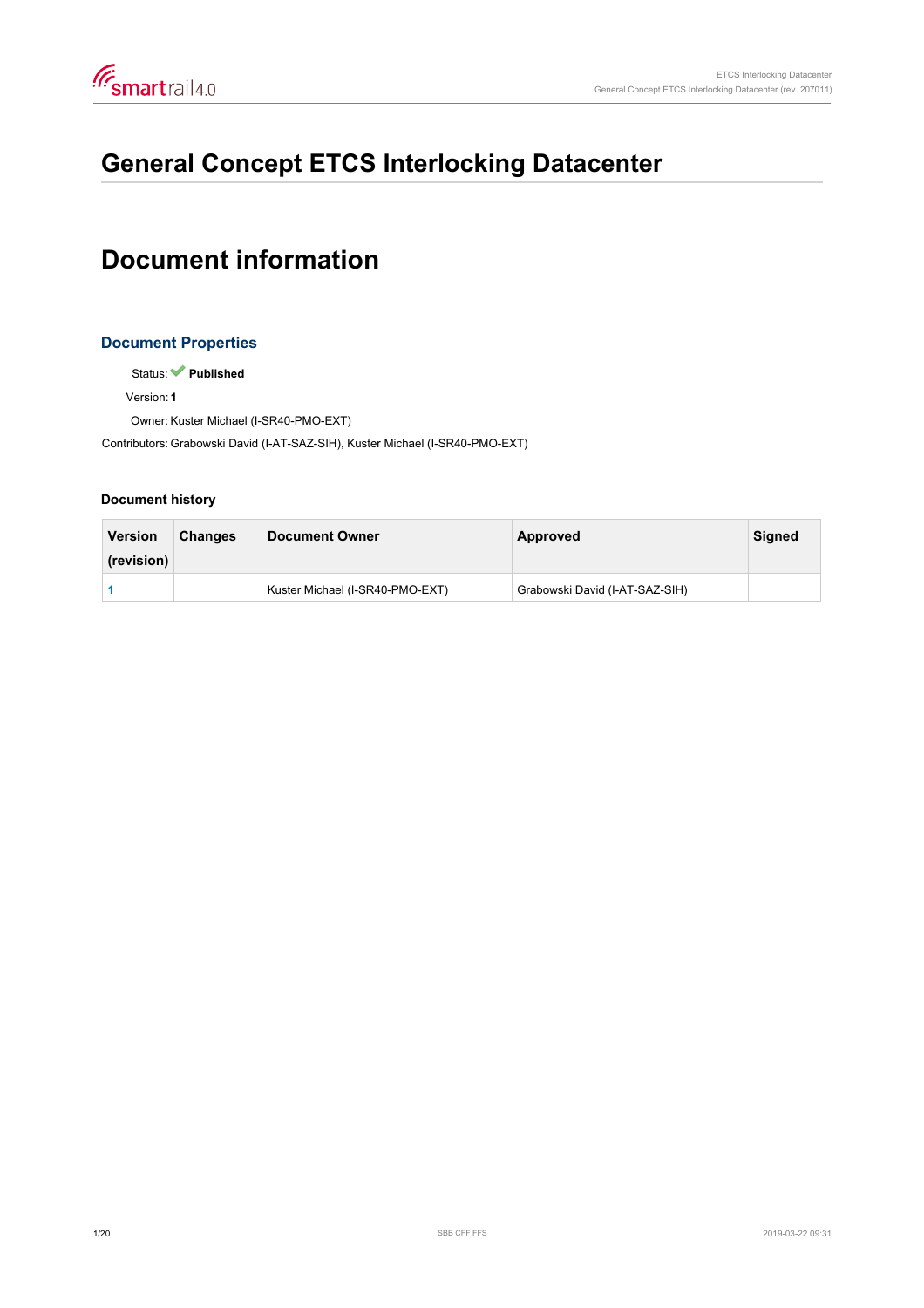# General Concept ETCS Interlocking Datacenter

# Document information

## Document Properties

Status: ✔ **Published**

Version: **1**

Owner: Kuster Michael (I-SR40-PMO-EXT)

Contributors: Grabowski David (I-AT-SAZ-SIH), Kuster Michael (I-SR40-PMO-EXT)

### Document history

| Version (revision) | Changes | Document Owner | Approved | Signed |
|---|---|---|---|---|
| 1 | | Kuster Michael (I-SR40-PMO-EXT) | Grabowski David (I-AT-SAZ-SIH) | |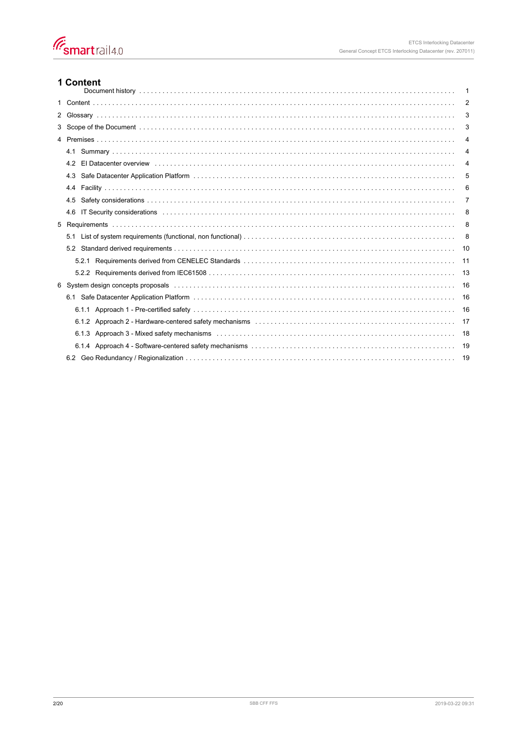# 1 Content

- Document history . . . 1
- 1 Content . . . 2
- 2 Glossary . . . 3
- 3 Scope of the Document . . . 3
- 4 Premises . . . 4
  - 4.1 Summary . . . 4
  - 4.2 EI Datacenter overview . . . 4
  - 4.3 Safe Datacenter Application Platform . . . 5
  - 4.4 Facility . . . 6
  - 4.5 Safety considerations . . . 7
  - 4.6 IT Security considerations . . . 8
- 5 Requirements . . . 8
  - 5.1 List of system requirements (functional, non functional) . . . 8
  - 5.2 Standard derived requirements . . . 10
    - 5.2.1 Requirements derived from CENELEC Standards . . . 11
    - 5.2.2 Requirements derived from IEC61508 . . . 13
- 6 System design concepts proposals . . . 16
  - 6.1 Safe Datacenter Application Platform . . . 16
    - 6.1.1 Approach 1 - Pre-certified safety . . . 16
    - 6.1.2 Approach 2 - Hardware-centered safety mechanisms . . . 17
    - 6.1.3 Approach 3 - Mixed safety mechanisms . . . 18
    - 6.1.4 Approach 4 - Software-centered safety mechanisms . . . 19
  - 6.2 Geo Redundancy / Regionalization . . . 19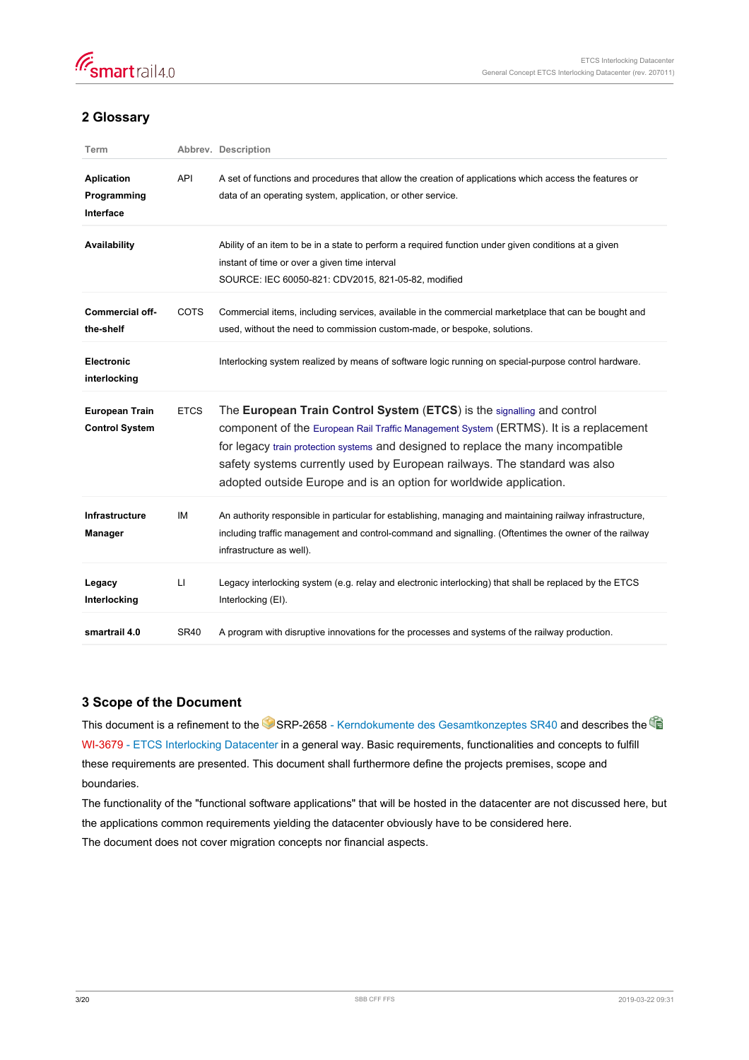## 2 Glossary

| Term | Abbrev. | Description |
|---|---|---|
| **Aplication Programming Interface** | API | A set of functions and procedures that allow the creation of applications which access the features or data of an operating system, application, or other service. |
| **Availability** | | Ability of an item to be in a state to perform a required function under given conditions at a given instant of time or over a given time interval<br>SOURCE: IEC 60050-821: CDV2015, 821-05-82, modified |
| **Commercial off-the-shelf** | COTS | Commercial items, including services, available in the commercial marketplace that can be bought and used, without the need to commission custom-made, or bespoke, solutions. |
| **Electronic interlocking** | | Interlocking system realized by means of software logic running on special-purpose control hardware. |
| **European Train Control System** | ETCS | The **European Train Control System** (**ETCS**) is the signalling and control component of the European Rail Traffic Management System (ERTMS). It is a replacement for legacy train protection systems and designed to replace the many incompatible safety systems currently used by European railways. The standard was also adopted outside Europe and is an option for worldwide application. |
| **Infrastructure Manager** | IM | An authority responsible in particular for establishing, managing and maintaining railway infrastructure, including traffic management and control-command and signalling. (Oftentimes the owner of the railway infrastructure as well). |
| **Legacy Interlocking** | LI | Legacy interlocking system (e.g. relay and electronic interlocking) that shall be replaced by the ETCS Interlocking (EI). |
| **smartrail 4.0** | SR40 | A program with disruptive innovations for the processes and systems of the railway production. |

## 3 Scope of the Document

This document is a refinement to the SRP-2658 - Kerndokumente des Gesamtkonzeptes SR40 and describes the WI-3679 - ETCS Interlocking Datacenter in a general way. Basic requirements, functionalities and concepts to fulfill these requirements are presented. This document shall furthermore define the projects premises, scope and boundaries.

The functionality of the "functional software applications" that will be hosted in the datacenter are not discussed here, but the applications common requirements yielding the datacenter obviously have to be considered here.

The document does not cover migration concepts nor financial aspects.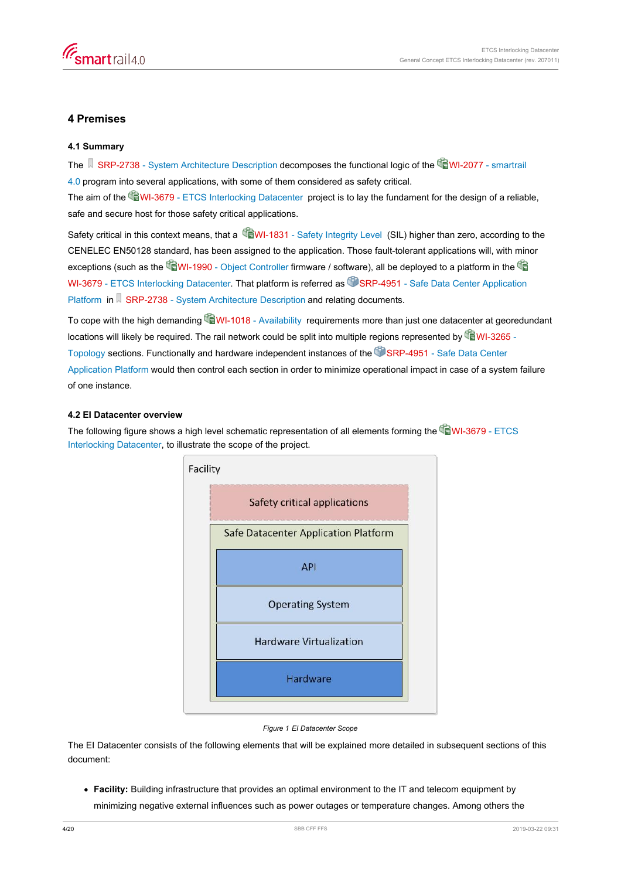# 4 Premises

## 4.1 Summary

The SRP-2738 - System Architecture Description decomposes the functional logic of the WI-2077 - smartrail 4.0 program into several applications, with some of them considered as safety critical.
The aim of the WI-3679 - ETCS Interlocking Datacenter project is to lay the fundament for the design of a reliable, safe and secure host for those safety critical applications.

Safety critical in this context means, that a WI-1831 - Safety Integrity Level (SIL) higher than zero, according to the CENELEC EN50128 standard, has been assigned to the application. Those fault-tolerant applications will, with minor exceptions (such as the WI-1990 - Object Controller firmware / software), all be deployed to a platform in the WI-3679 - ETCS Interlocking Datacenter. That platform is referred as SRP-4951 - Safe Data Center Application Platform in SRP-2738 - System Architecture Description and relating documents.

To cope with the high demanding WI-1018 - Availability requirements more than just one datacenter at georedundant locations will likely be required. The rail network could be split into multiple regions represented by WI-3265 - Topology sections. Functionally and hardware independent instances of the SRP-4951 - Safe Data Center Application Platform would then control each section in order to minimize operational impact in case of a system failure of one instance.

## 4.2 EI Datacenter overview

The following figure shows a high level schematic representation of all elements forming the WI-3679 - ETCS Interlocking Datacenter, to illustrate the scope of the project.

Facility

Safety critical applications

Safe Datacenter Application Platform

API

Operating System

Hardware Virtualization

Hardware

*Figure 1 EI Datacenter Scope*

The EI Datacenter consists of the following elements that will be explained more detailed in subsequent sections of this document:

- **Facility:** Building infrastructure that provides an optimal environment to the IT and telecom equipment by minimizing negative external influences such as power outages or temperature changes. Among others the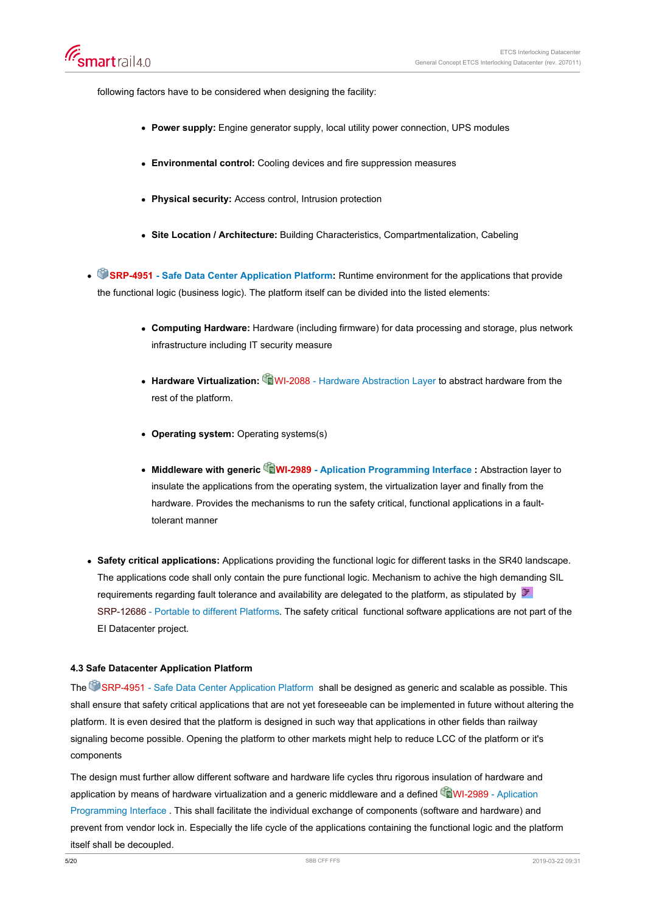following factors have to be considered when designing the facility:

- **Power supply:** Engine generator supply, local utility power connection, UPS modules
- **Environmental control:** Cooling devices and fire suppression measures
- **Physical security:** Access control, Intrusion protection
- **Site Location / Architecture:** Building Characteristics, Compartmentalization, Cabeling

- **SRP-4951 - Safe Data Center Application Platform:** Runtime environment for the applications that provide the functional logic (business logic). The platform itself can be divided into the listed elements:
  - **Computing Hardware:** Hardware (including firmware) for data processing and storage, plus network infrastructure including IT security measure
  - **Hardware Virtualization:** WI-2088 - Hardware Abstraction Layer to abstract hardware from the rest of the platform.
  - **Operating system:** Operating systems(s)
  - **Middleware with generic WI-2989 - Aplication Programming Interface** : Abstraction layer to insulate the applications from the operating system, the virtualization layer and finally from the hardware. Provides the mechanisms to run the safety critical, functional applications in a fault-tolerant manner

- **Safety critical applications:** Applications providing the functional logic for different tasks in the SR40 landscape. The applications code shall only contain the pure functional logic. Mechanism to achive the high demanding SIL requirements regarding fault tolerance and availability are delegated to the platform, as stipulated by SRP-12686 - Portable to different Platforms. The safety critical functional software applications are not part of the EI Datacenter project.

### 4.3 Safe Datacenter Application Platform

The SRP-4951 - Safe Data Center Application Platform shall be designed as generic and scalable as possible. This shall ensure that safety critical applications that are not yet foreseeable can be implemented in future without altering the platform. It is even desired that the platform is designed in such way that applications in other fields than railway signaling become possible. Opening the platform to other markets might help to reduce LCC of the platform or it's components

The design must further allow different software and hardware life cycles thru rigorous insulation of hardware and application by means of hardware virtualization and a generic middleware and a defined WI-2989 - Aplication Programming Interface . This shall facilitate the individual exchange of components (software and hardware) and prevent from vendor lock in. Especially the life cycle of the applications containing the functional logic and the platform itself shall be decoupled.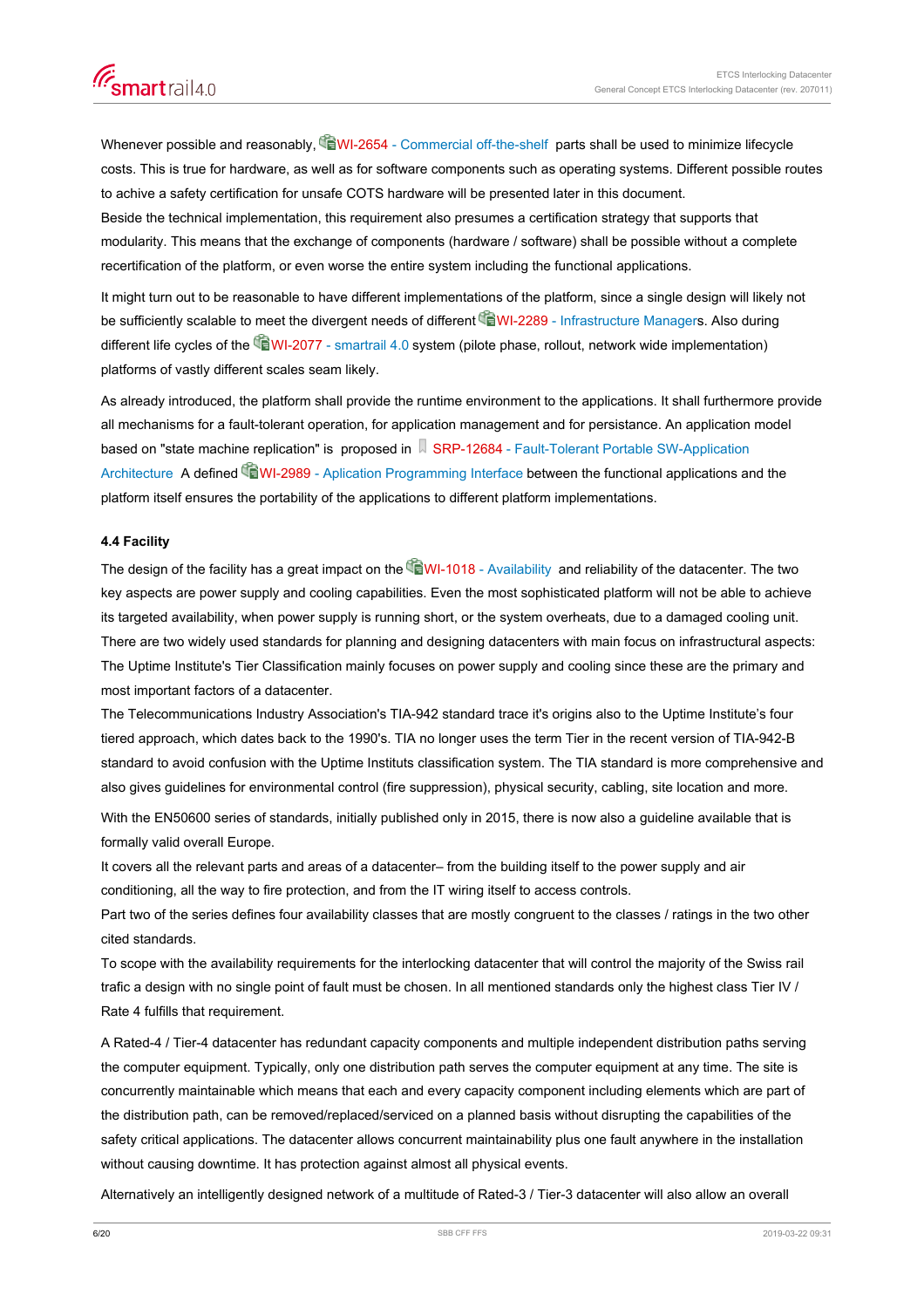Whenever possible and reasonably, WI-2654 - Commercial off-the-shelf parts shall be used to minimize lifecycle costs. This is true for hardware, as well as for software components such as operating systems. Different possible routes to achive a safety certification for unsafe COTS hardware will be presented later in this document.
Beside the technical implementation, this requirement also presumes a certification strategy that supports that modularity. This means that the exchange of components (hardware / software) shall be possible without a complete recertification of the platform, or even worse the entire system including the functional applications.

It might turn out to be reasonable to have different implementations of the platform, since a single design will likely not be sufficiently scalable to meet the divergent needs of different WI-2289 - Infrastructure Managers. Also during different life cycles of the WI-2077 - smartrail 4.0 system (pilote phase, rollout, network wide implementation) platforms of vastly different scales seam likely.

As already introduced, the platform shall provide the runtime environment to the applications. It shall furthermore provide all mechanisms for a fault-tolerant operation, for application management and for persistance. An application model based on "state machine replication" is proposed in SRP-12684 - Fault-Tolerant Portable SW-Application Architecture A defined WI-2989 - Aplication Programming Interface between the functional applications and the platform itself ensures the portability of the applications to different platform implementations.

### 4.4 Facility

The design of the facility has a great impact on the WI-1018 - Availability and reliability of the datacenter. The two key aspects are power supply and cooling capabilities. Even the most sophisticated platform will not be able to achieve its targeted availability, when power supply is running short, or the system overheats, due to a damaged cooling unit.
There are two widely used standards for planning and designing datacenters with main focus on infrastructural aspects: The Uptime Institute's Tier Classification mainly focuses on power supply and cooling since these are the primary and most important factors of a datacenter.
The Telecommunications Industry Association's TIA-942 standard trace it's origins also to the Uptime Institute's four tiered approach, which dates back to the 1990's. TIA no longer uses the term Tier in the recent version of TIA-942-B standard to avoid confusion with the Uptime Instituts classification system. The TIA standard is more comprehensive and also gives guidelines for environmental control (fire suppression), physical security, cabling, site location and more.

With the EN50600 series of standards, initially published only in 2015, there is now also a guideline available that is formally valid overall Europe.
It covers all the relevant parts and areas of a datacenter– from the building itself to the power supply and air conditioning, all the way to fire protection, and from the IT wiring itself to access controls.
Part two of the series defines four availability classes that are mostly congruent to the classes / ratings in the two other cited standards.
To scope with the availability requirements for the interlocking datacenter that will control the majority of the Swiss rail trafic a design with no single point of fault must be chosen. In all mentioned standards only the highest class Tier IV / Rate 4 fulfills that requirement.

A Rated-4 / Tier-4 datacenter has redundant capacity components and multiple independent distribution paths serving the computer equipment. Typically, only one distribution path serves the computer equipment at any time. The site is concurrently maintainable which means that each and every capacity component including elements which are part of the distribution path, can be removed/replaced/serviced on a planned basis without disrupting the capabilities of the safety critical applications. The datacenter allows concurrent maintainability plus one fault anywhere in the installation without causing downtime. It has protection against almost all physical events.

Alternatively an intelligently designed network of a multitude of Rated-3 / Tier-3 datacenter will also allow an overall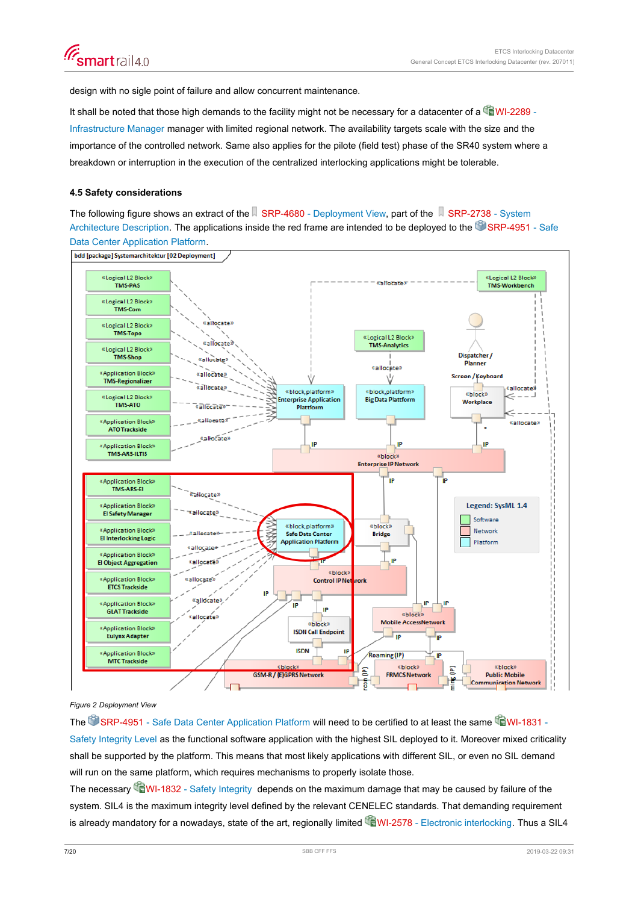design with no sigle point of failure and allow concurrent maintenance.

It shall be noted that those high demands to the facility might not be necessary for a datacenter of a WI-2289 - Infrastructure Manager manager with limited regional network. The availability targets scale with the size and the importance of the controlled network. Same also applies for the pilote (field test) phase of the SR40 system where a breakdown or interruption in the execution of the centralized interlocking applications might be tolerable.

### 4.5 Safety considerations

The following figure shows an extract of the SRP-4680 - Deployment View, part of the SRP-2738 - System Architecture Description. The applications inside the red frame are intended to be deployed to the SRP-4951 - Safe Data Center Application Platform.

*Figure 2 Deployment View*

The SRP-4951 - Safe Data Center Application Platform will need to be certified to at least the same WI-1831 - Safety Integrity Level as the functional software application with the highest SIL deployed to it. Moreover mixed criticality shall be supported by the platform. This means that most likely applications with different SIL, or even no SIL demand will run on the same platform, which requires mechanisms to properly isolate those.

The necessary WI-1832 - Safety Integrity depends on the maximum damage that may be caused by failure of the system. SIL4 is the maximum integrity level defined by the relevant CENELEC standards. That demanding requirement is already mandatory for a nowadays, state of the art, regionally limited WI-2578 - Electronic interlocking. Thus a SIL4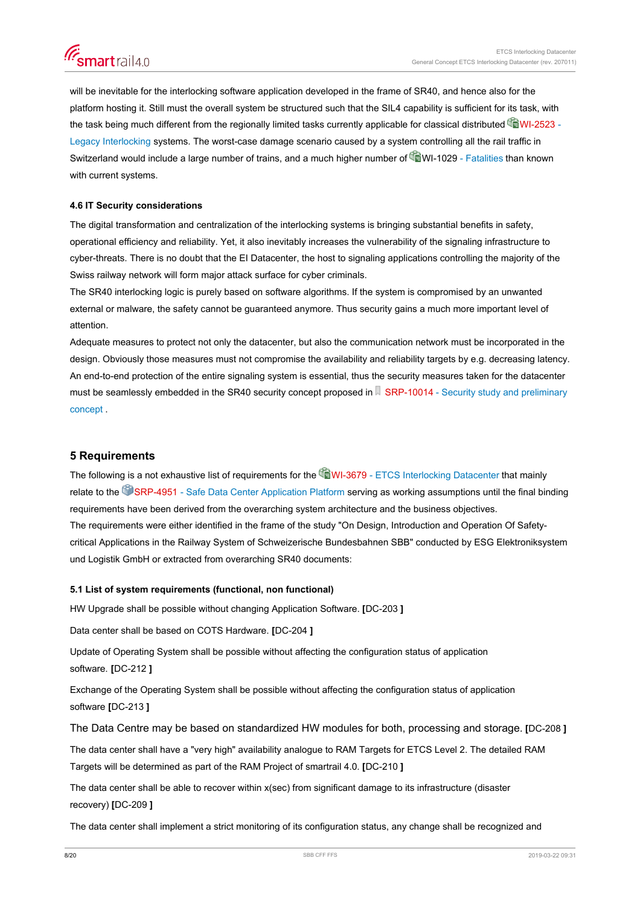will be inevitable for the interlocking software application developed in the frame of SR40, and hence also for the platform hosting it. Still must the overall system be structured such that the SIL4 capability is sufficient for its task, with the task being much different from the regionally limited tasks currently applicable for classical distributed WI-2523 - Legacy Interlocking systems. The worst-case damage scenario caused by a system controlling all the rail traffic in Switzerland would include a large number of trains, and a much higher number of WI-1029 - Fatalities than known with current systems.

### 4.6 IT Security considerations

The digital transformation and centralization of the interlocking systems is bringing substantial benefits in safety, operational efficiency and reliability. Yet, it also inevitably increases the vulnerability of the signaling infrastructure to cyber-threats. There is no doubt that the EI Datacenter, the host to signaling applications controlling the majority of the Swiss railway network will form major attack surface for cyber criminals.

The SR40 interlocking logic is purely based on software algorithms. If the system is compromised by an unwanted external or malware, the safety cannot be guaranteed anymore. Thus security gains a much more important level of attention.

Adequate measures to protect not only the datacenter, but also the communication network must be incorporated in the design. Obviously those measures must not compromise the availability and reliability targets by e.g. decreasing latency. An end-to-end protection of the entire signaling system is essential, thus the security measures taken for the datacenter must be seamlessly embedded in the SR40 security concept proposed in SRP-10014 - Security study and preliminary concept .

## 5 Requirements

The following is a not exhaustive list of requirements for the WI-3679 - ETCS Interlocking Datacenter that mainly relate to the SRP-4951 - Safe Data Center Application Platform serving as working assumptions until the final binding requirements have been derived from the overarching system architecture and the business objectives.

The requirements were either identified in the frame of the study "On Design, Introduction and Operation Of Safety-critical Applications in the Railway System of Schweizerische Bundesbahnen SBB" conducted by ESG Elektroniksystem und Logistik GmbH or extracted from overarching SR40 documents:

### 5.1 List of system requirements (functional, non functional)

HW Upgrade shall be possible without changing Application Software. **[**DC-203 **]**

Data center shall be based on COTS Hardware. **[**DC-204 **]**

Update of Operating System shall be possible without affecting the configuration status of application software. **[**DC-212 **]**

Exchange of the Operating System shall be possible without affecting the configuration status of application software **[**DC-213 **]**

The Data Centre may be based on standardized HW modules for both, processing and storage. **[**DC-208 **]**

The data center shall have a "very high" availability analogue to RAM Targets for ETCS Level 2. The detailed RAM Targets will be determined as part of the RAM Project of smartrail 4.0. **[**DC-210 **]**

The data center shall be able to recover within x(sec) from significant damage to its infrastructure (disaster recovery) **[**DC-209 **]**

The data center shall implement a strict monitoring of its configuration status, any change shall be recognized and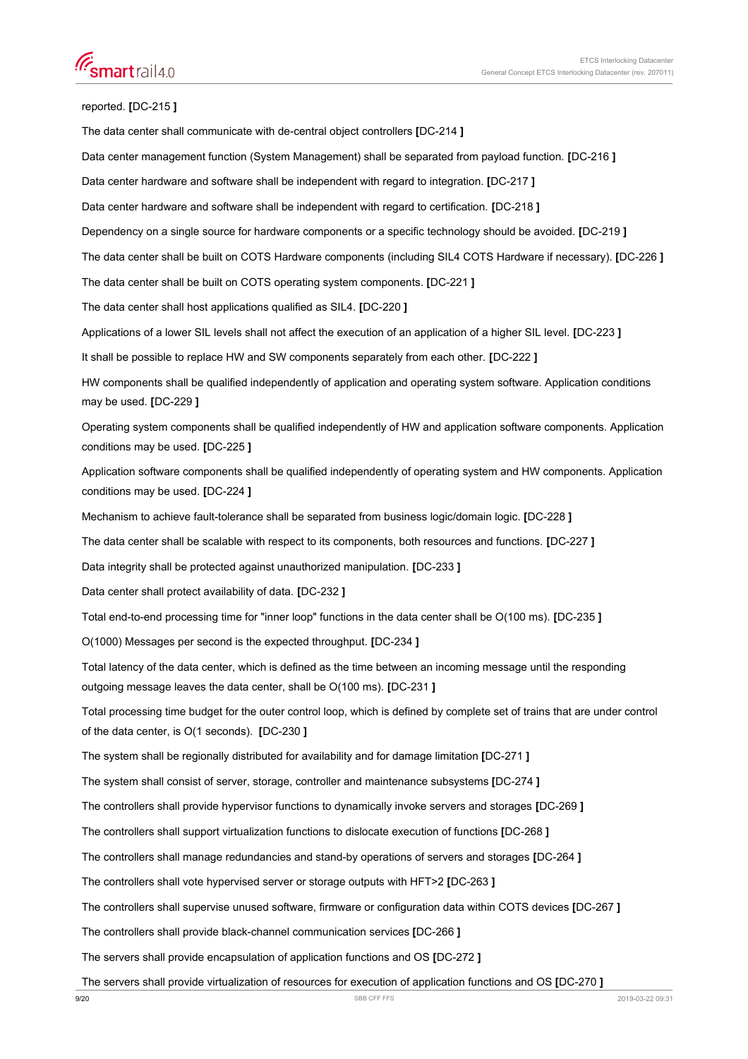reported. **[**DC-215 **]**

The data center shall communicate with de-central object controllers **[**DC-214 **]**

Data center management function (System Management) shall be separated from payload function. **[**DC-216 **]**

Data center hardware and software shall be independent with regard to integration. **[**DC-217 **]**

Data center hardware and software shall be independent with regard to certification. **[**DC-218 **]**

Dependency on a single source for hardware components or a specific technology should be avoided. **[**DC-219 **]**

The data center shall be built on COTS Hardware components (including SIL4 COTS Hardware if necessary). **[**DC-226 **]**

The data center shall be built on COTS operating system components. **[**DC-221 **]**

The data center shall host applications qualified as SIL4. **[**DC-220 **]**

Applications of a lower SIL levels shall not affect the execution of an application of a higher SIL level. **[**DC-223 **]**

It shall be possible to replace HW and SW components separately from each other. **[**DC-222 **]**

HW components shall be qualified independently of application and operating system software. Application conditions may be used. **[**DC-229 **]**

Operating system components shall be qualified independently of HW and application software components. Application conditions may be used. **[**DC-225 **]**

Application software components shall be qualified independently of operating system and HW components. Application conditions may be used. **[**DC-224 **]**

Mechanism to achieve fault-tolerance shall be separated from business logic/domain logic. **[**DC-228 **]**

The data center shall be scalable with respect to its components, both resources and functions. **[**DC-227 **]**

Data integrity shall be protected against unauthorized manipulation. **[**DC-233 **]**

Data center shall protect availability of data. **[**DC-232 **]**

Total end-to-end processing time for "inner loop" functions in the data center shall be O(100 ms). **[**DC-235 **]**

O(1000) Messages per second is the expected throughput. **[**DC-234 **]**

Total latency of the data center, which is defined as the time between an incoming message until the responding outgoing message leaves the data center, shall be O(100 ms). **[**DC-231 **]**

Total processing time budget for the outer control loop, which is defined by complete set of trains that are under control of the data center, is O(1 seconds). **[**DC-230 **]**

The system shall be regionally distributed for availability and for damage limitation **[**DC-271 **]**

The system shall consist of server, storage, controller and maintenance subsystems **[**DC-274 **]**

The controllers shall provide hypervisor functions to dynamically invoke servers and storages **[**DC-269 **]**

The controllers shall support virtualization functions to dislocate execution of functions **[**DC-268 **]**

The controllers shall manage redundancies and stand-by operations of servers and storages **[**DC-264 **]**

The controllers shall vote hypervised server or storage outputs with HFT>2 **[**DC-263 **]**

The controllers shall supervise unused software, firmware or configuration data within COTS devices **[**DC-267 **]**

The controllers shall provide black-channel communication services **[**DC-266 **]**

The servers shall provide encapsulation of application functions and OS **[**DC-272 **]**

The servers shall provide virtualization of resources for execution of application functions and OS **[**DC-270 **]**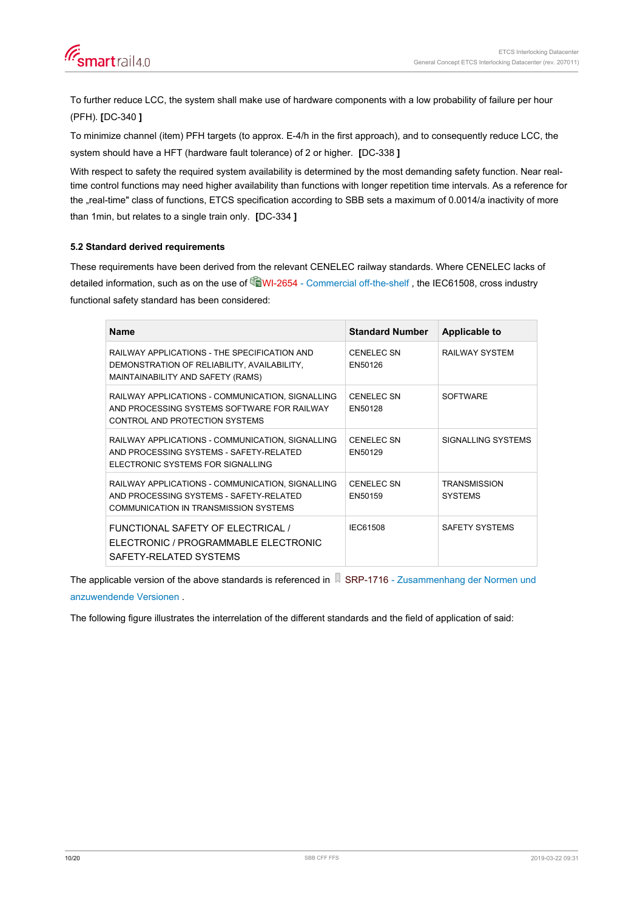To further reduce LCC, the system shall make use of hardware components with a low probability of failure per hour (PFH). **[**DC-340 **]**

To minimize channel (item) PFH targets (to approx. E-4/h in the first approach), and to consequently reduce LCC, the system should have a HFT (hardware fault tolerance) of 2 or higher. **[**DC-338 **]**

With respect to safety the required system availability is determined by the most demanding safety function. Near real-time control functions may need higher availability than functions with longer repetition time intervals. As a reference for the „real-time" class of functions, ETCS specification according to SBB sets a maximum of 0.0014/a inactivity of more than 1min, but relates to a single train only. **[**DC-334 **]**

### 5.2 Standard derived requirements

These requirements have been derived from the relevant CENELEC railway standards. Where CENELEC lacks of detailed information, such as on the use of WI-2654 - Commercial off-the-shelf , the IEC61508, cross industry functional safety standard has been considered:

| Name | Standard Number | Applicable to |
|---|---|---|
| RAILWAY APPLICATIONS - THE SPECIFICATION AND DEMONSTRATION OF RELIABILITY, AVAILABILITY, MAINTAINABILITY AND SAFETY (RAMS) | CENELEC SN EN50126 | RAILWAY SYSTEM |
| RAILWAY APPLICATIONS - COMMUNICATION, SIGNALLING AND PROCESSING SYSTEMS SOFTWARE FOR RAILWAY CONTROL AND PROTECTION SYSTEMS | CENELEC SN EN50128 | SOFTWARE |
| RAILWAY APPLICATIONS - COMMUNICATION, SIGNALLING AND PROCESSING SYSTEMS - SAFETY-RELATED ELECTRONIC SYSTEMS FOR SIGNALLING | CENELEC SN EN50129 | SIGNALLING SYSTEMS |
| RAILWAY APPLICATIONS - COMMUNICATION, SIGNALLING AND PROCESSING SYSTEMS - SAFETY-RELATED COMMUNICATION IN TRANSMISSION SYSTEMS | CENELEC SN EN50159 | TRANSMISSION SYSTEMS |
| FUNCTIONAL SAFETY OF ELECTRICAL / ELECTRONIC / PROGRAMMABLE ELECTRONIC SAFETY-RELATED SYSTEMS | IEC61508 | SAFETY SYSTEMS |

The applicable version of the above standards is referenced in SRP-1716 - Zusammenhang der Normen und anzuwendende Versionen .

The following figure illustrates the interrelation of the different standards and the field of application of said: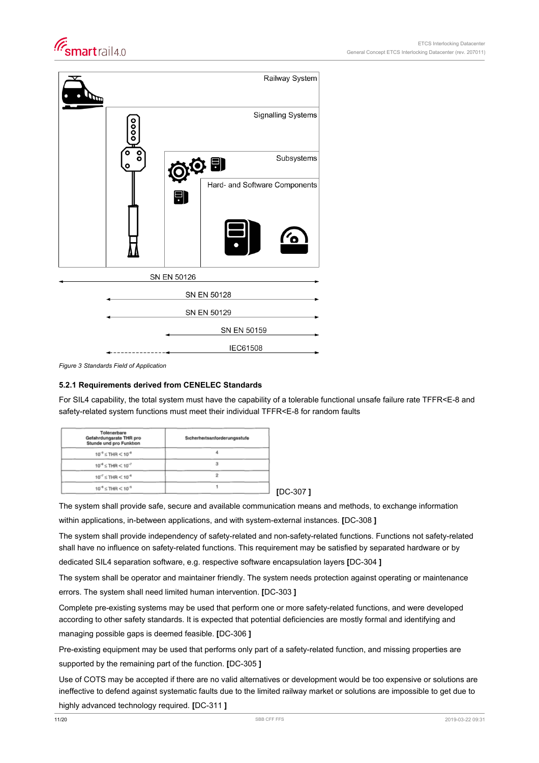Railway System

Signalling Systems

Subsystems

Hard- and Software Components

SN EN 50126

SN EN 50128

SN EN 50129

SN EN 50159

IEC61508

*Figure 3 Standards Field of Application*

### 5.2.1 Requirements derived from CENELEC Standards

For SIL4 capability, the total system must have the capability of a tolerable functional unsafe failure rate TFFR<E-8 and safety-related system functions must meet their individual TFFR<E-8 for random faults

| Tolerierbare Gefahrdungsrate THR pro Stunde und pro Funktion | Sicherheitsanforderungsstufe |
|---|---|
| $10^{-9} \leq THR < 10^{-8}$ | 4 |
| $10^{-8} \leq THR < 10^{-7}$ | 3 |
| $10^{-7} \leq THR < 10^{-6}$ | 2 |
| $10^{-6} \leq THR < 10^{-5}$ | 1 |

**[**DC-307 **]**

The system shall provide safe, secure and available communication means and methods, to exchange information within applications, in-between applications, and with system-external instances. **[**DC-308 **]**

The system shall provide independency of safety-related and non-safety-related functions. Functions not safety-related shall have no influence on safety-related functions. This requirement may be satisfied by separated hardware or by dedicated SIL4 separation software, e.g. respective software encapsulation layers **[**DC-304 **]**

The system shall be operator and maintainer friendly. The system needs protection against operating or maintenance errors. The system shall need limited human intervention. **[**DC-303 **]**

Complete pre-existing systems may be used that perform one or more safety-related functions, and were developed according to other safety standards. It is expected that potential deficiencies are mostly formal and identifying and managing possible gaps is deemed feasible. **[**DC-306 **]**

Pre-existing equipment may be used that performs only part of a safety-related function, and missing properties are supported by the remaining part of the function. **[**DC-305 **]**

Use of COTS may be accepted if there are no valid alternatives or development would be too expensive or solutions are ineffective to defend against systematic faults due to the limited railway market or solutions are impossible to get due to highly advanced technology required. **[**DC-311 **]**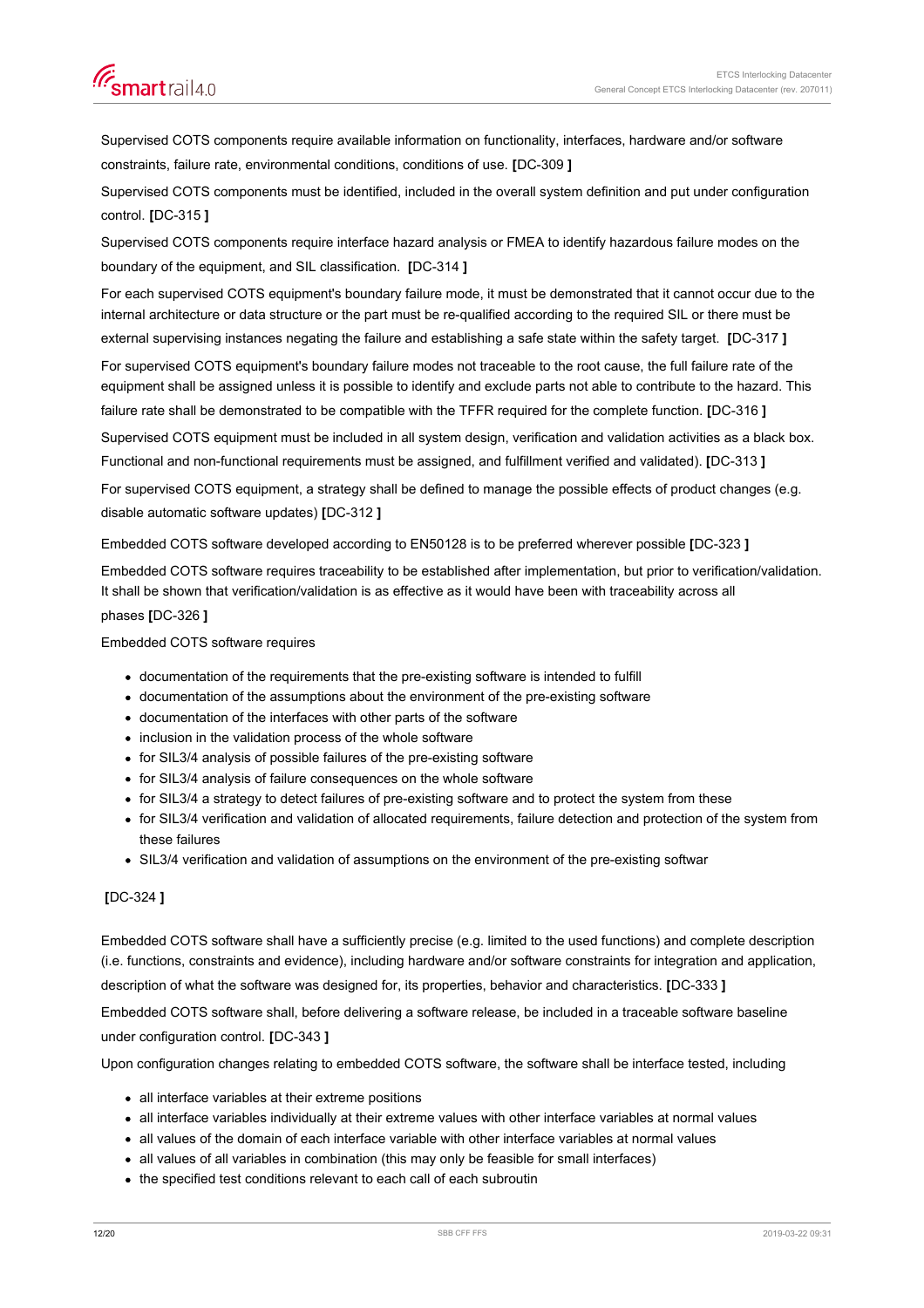Supervised COTS components require available information on functionality, interfaces, hardware and/or software constraints, failure rate, environmental conditions, conditions of use. **[**DC-309 **]**

Supervised COTS components must be identified, included in the overall system definition and put under configuration control. **[**DC-315 **]**

Supervised COTS components require interface hazard analysis or FMEA to identify hazardous failure modes on the boundary of the equipment, and SIL classification. **[**DC-314 **]**

For each supervised COTS equipment's boundary failure mode, it must be demonstrated that it cannot occur due to the internal architecture or data structure or the part must be re-qualified according to the required SIL or there must be external supervising instances negating the failure and establishing a safe state within the safety target. **[**DC-317 **]**

For supervised COTS equipment's boundary failure modes not traceable to the root cause, the full failure rate of the equipment shall be assigned unless it is possible to identify and exclude parts not able to contribute to the hazard. This failure rate shall be demonstrated to be compatible with the TFFR required for the complete function. **[**DC-316 **]**

Supervised COTS equipment must be included in all system design, verification and validation activities as a black box. Functional and non-functional requirements must be assigned, and fulfillment verified and validated). **[**DC-313 **]**

For supervised COTS equipment, a strategy shall be defined to manage the possible effects of product changes (e.g. disable automatic software updates) **[**DC-312 **]**

Embedded COTS software developed according to EN50128 is to be preferred wherever possible **[**DC-323 **]**

Embedded COTS software requires traceability to be established after implementation, but prior to verification/validation. It shall be shown that verification/validation is as effective as it would have been with traceability across all phases **[**DC-326 **]**

Embedded COTS software requires

- documentation of the requirements that the pre-existing software is intended to fulfill
- documentation of the assumptions about the environment of the pre-existing software
- documentation of the interfaces with other parts of the software
- inclusion in the validation process of the whole software
- for SIL3/4 analysis of possible failures of the pre-existing software
- for SIL3/4 analysis of failure consequences on the whole software
- for SIL3/4 a strategy to detect failures of pre-existing software and to protect the system from these
- for SIL3/4 verification and validation of allocated requirements, failure detection and protection of the system from these failures
- SIL3/4 verification and validation of assumptions on the environment of the pre-existing softwar

**[**DC-324 **]**

Embedded COTS software shall have a sufficiently precise (e.g. limited to the used functions) and complete description (i.e. functions, constraints and evidence), including hardware and/or software constraints for integration and application, description of what the software was designed for, its properties, behavior and characteristics. **[**DC-333 **]**

Embedded COTS software shall, before delivering a software release, be included in a traceable software baseline under configuration control. **[**DC-343 **]**

Upon configuration changes relating to embedded COTS software, the software shall be interface tested, including

- all interface variables at their extreme positions
- all interface variables individually at their extreme values with other interface variables at normal values
- all values of the domain of each interface variable with other interface variables at normal values
- all values of all variables in combination (this may only be feasible for small interfaces)
- the specified test conditions relevant to each call of each subroutin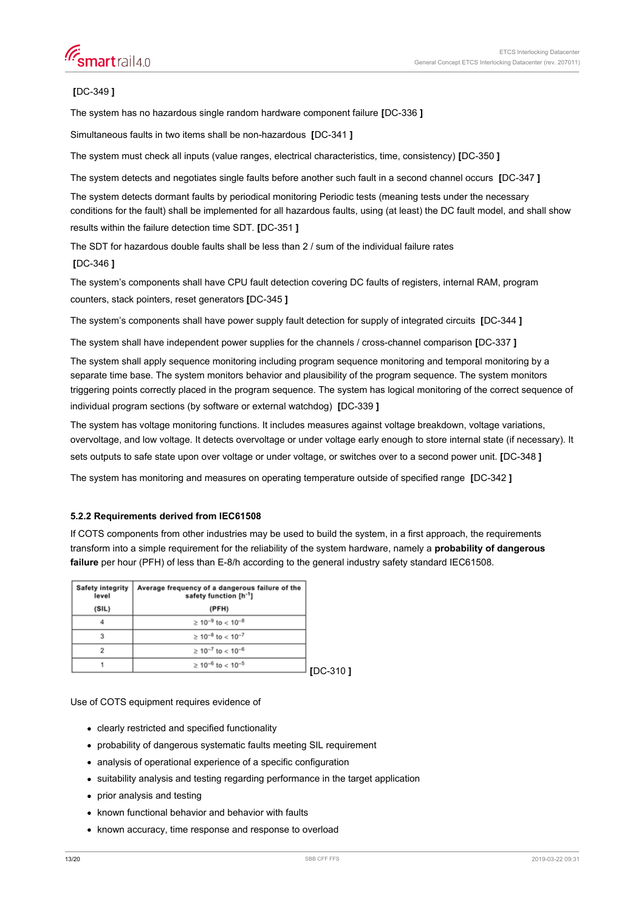[DC-349 ]

The system has no hazardous single random hardware component failure [DC-336 ]

Simultaneous faults in two items shall be non-hazardous [DC-341 ]

The system must check all inputs (value ranges, electrical characteristics, time, consistency) [DC-350 ]

The system detects and negotiates single faults before another such fault in a second channel occurs [DC-347 ]

The system detects dormant faults by periodical monitoring Periodic tests (meaning tests under the necessary conditions for the fault) shall be implemented for all hazardous faults, using (at least) the DC fault model, and shall show results within the failure detection time SDT. [DC-351 ]

The SDT for hazardous double faults shall be less than 2 / sum of the individual failure rates

[DC-346 ]

The system's components shall have CPU fault detection covering DC faults of registers, internal RAM, program counters, stack pointers, reset generators [DC-345 ]

The system's components shall have power supply fault detection for supply of integrated circuits [DC-344 ]

The system shall have independent power supplies for the channels / cross-channel comparison [DC-337 ]

The system shall apply sequence monitoring including program sequence monitoring and temporal monitoring by a separate time base. The system monitors behavior and plausibility of the program sequence. The system monitors triggering points correctly placed in the program sequence. The system has logical monitoring of the correct sequence of individual program sections (by software or external watchdog) [DC-339 ]

The system has voltage monitoring functions. It includes measures against voltage breakdown, voltage variations, overvoltage, and low voltage. It detects overvoltage or under voltage early enough to store internal state (if necessary). It sets outputs to safe state upon over voltage or under voltage, or switches over to a second power unit. [DC-348 ]

The system has monitoring and measures on operating temperature outside of specified range [DC-342 ]

### 5.2.2 Requirements derived from IEC61508

If COTS components from other industries may be used to build the system, in a first approach, the requirements transform into a simple requirement for the reliability of the system hardware, namely a **probability of dangerous failure** per hour (PFH) of less than E-8/h according to the general industry safety standard IEC61508.

| Safety integrity level (SIL) | Average frequency of a dangerous failure of the safety function [$h^{-1}$] (PFH) |
|---|---|
| 4 | $\geq 10^{-9}$ to $< 10^{-8}$ |
| 3 | $\geq 10^{-8}$ to $< 10^{-7}$ |
| 2 | $\geq 10^{-7}$ to $< 10^{-6}$ |
| 1 | $\geq 10^{-6}$ to $< 10^{-5}$ |

[DC-310 ]

Use of COTS equipment requires evidence of

- clearly restricted and specified functionality
- probability of dangerous systematic faults meeting SIL requirement
- analysis of operational experience of a specific configuration
- suitability analysis and testing regarding performance in the target application
- prior analysis and testing
- known functional behavior and behavior with faults
- known accuracy, time response and response to overload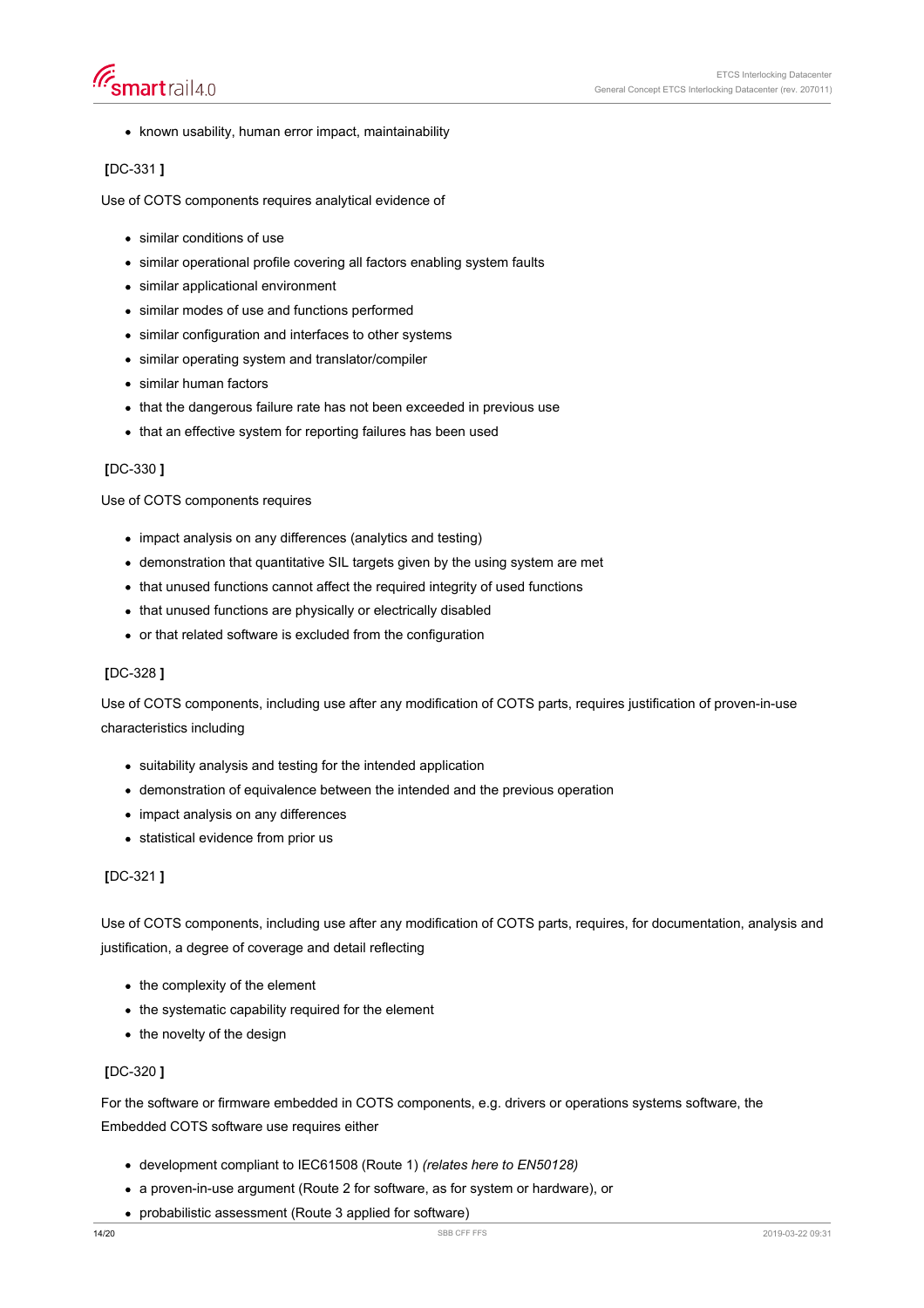- known usability, human error impact, maintainability

**[**DC-331 **]**

Use of COTS components requires analytical evidence of

- similar conditions of use
- similar operational profile covering all factors enabling system faults
- similar applicational environment
- similar modes of use and functions performed
- similar configuration and interfaces to other systems
- similar operating system and translator/compiler
- similar human factors
- that the dangerous failure rate has not been exceeded in previous use
- that an effective system for reporting failures has been used

**[**DC-330 **]**

Use of COTS components requires

- impact analysis on any differences (analytics and testing)
- demonstration that quantitative SIL targets given by the using system are met
- that unused functions cannot affect the required integrity of used functions
- that unused functions are physically or electrically disabled
- or that related software is excluded from the configuration

**[**DC-328 **]**

Use of COTS components, including use after any modification of COTS parts, requires justification of proven-in-use characteristics including

- suitability analysis and testing for the intended application
- demonstration of equivalence between the intended and the previous operation
- impact analysis on any differences
- statistical evidence from prior us

**[**DC-321 **]**

Use of COTS components, including use after any modification of COTS parts, requires, for documentation, analysis and justification, a degree of coverage and detail reflecting

- the complexity of the element
- the systematic capability required for the element
- the novelty of the design

**[**DC-320 **]**

For the software or firmware embedded in COTS components, e.g. drivers or operations systems software, the Embedded COTS software use requires either

- development compliant to IEC61508 (Route 1) *(relates here to EN50128)*
- a proven-in-use argument (Route 2 for software, as for system or hardware), or
- probabilistic assessment (Route 3 applied for software)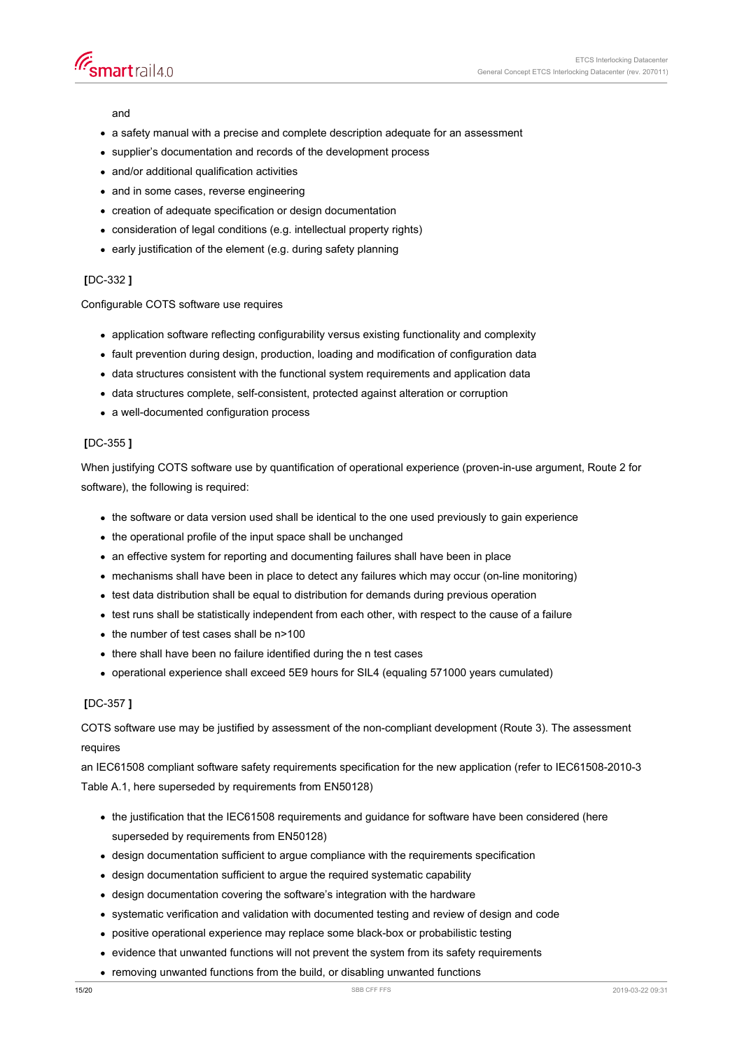and

- a safety manual with a precise and complete description adequate for an assessment
- supplier's documentation and records of the development process
- and/or additional qualification activities
- and in some cases, reverse engineering
- creation of adequate specification or design documentation
- consideration of legal conditions (e.g. intellectual property rights)
- early justification of the element (e.g. during safety planning

**[**DC-332 **]**

Configurable COTS software use requires

- application software reflecting configurability versus existing functionality and complexity
- fault prevention during design, production, loading and modification of configuration data
- data structures consistent with the functional system requirements and application data
- data structures complete, self-consistent, protected against alteration or corruption
- a well-documented configuration process

**[**DC-355 **]**

When justifying COTS software use by quantification of operational experience (proven-in-use argument, Route 2 for software), the following is required:

- the software or data version used shall be identical to the one used previously to gain experience
- the operational profile of the input space shall be unchanged
- an effective system for reporting and documenting failures shall have been in place
- mechanisms shall have been in place to detect any failures which may occur (on-line monitoring)
- test data distribution shall be equal to distribution for demands during previous operation
- test runs shall be statistically independent from each other, with respect to the cause of a failure
- the number of test cases shall be n>100
- there shall have been no failure identified during the n test cases
- operational experience shall exceed 5E9 hours for SIL4 (equaling 571000 years cumulated)

**[**DC-357 **]**

COTS software use may be justified by assessment of the non-compliant development (Route 3). The assessment requires
an IEC61508 compliant software safety requirements specification for the new application (refer to IEC61508-2010-3 Table A.1, here superseded by requirements from EN50128)

- the justification that the IEC61508 requirements and guidance for software have been considered (here superseded by requirements from EN50128)
- design documentation sufficient to argue compliance with the requirements specification
- design documentation sufficient to argue the required systematic capability
- design documentation covering the software's integration with the hardware
- systematic verification and validation with documented testing and review of design and code
- positive operational experience may replace some black-box or probabilistic testing
- evidence that unwanted functions will not prevent the system from its safety requirements
- removing unwanted functions from the build, or disabling unwanted functions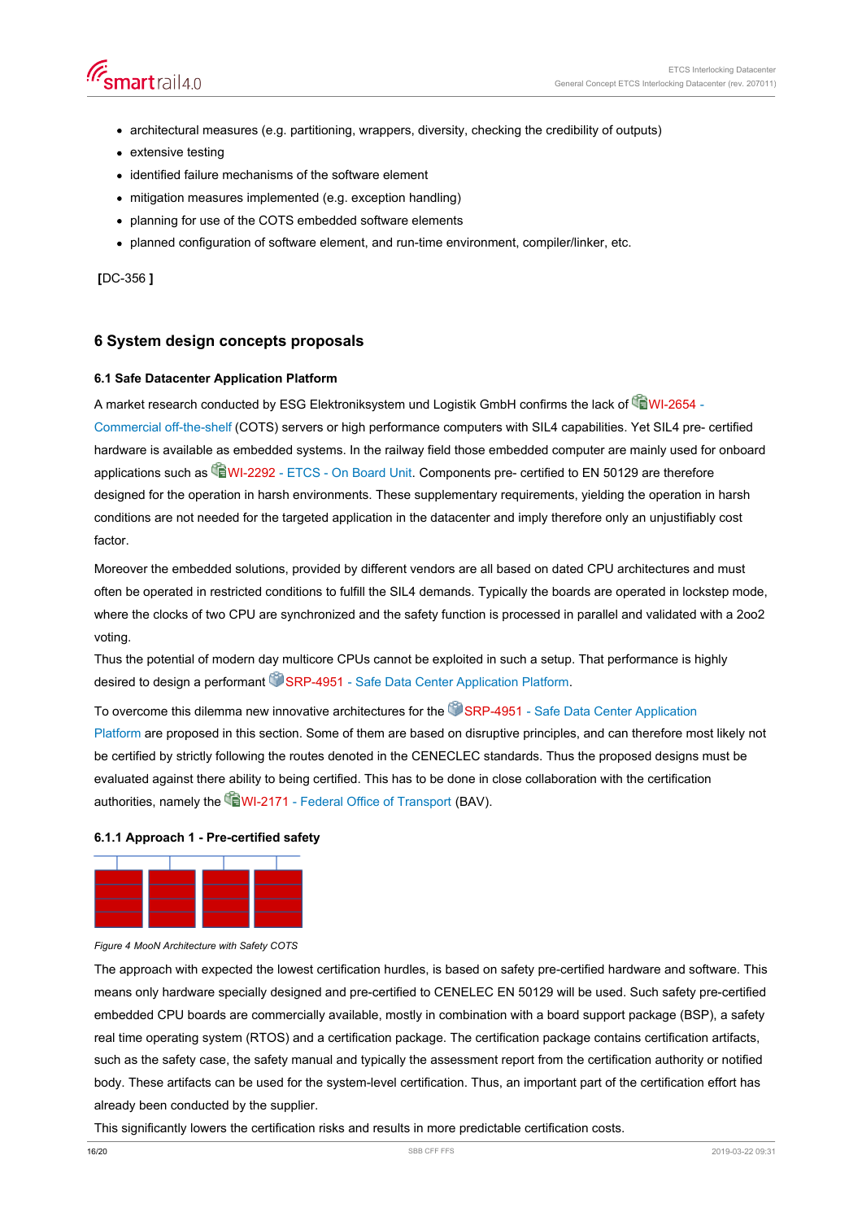- architectural measures (e.g. partitioning, wrappers, diversity, checking the credibility of outputs)
- extensive testing
- identified failure mechanisms of the software element
- mitigation measures implemented (e.g. exception handling)
- planning for use of the COTS embedded software elements
- planned configuration of software element, and run-time environment, compiler/linker, etc.

**[**DC-356 **]**

## 6 System design concepts proposals

### 6.1 Safe Datacenter Application Platform

A market research conducted by ESG Elektroniksystem und Logistik GmbH confirms the lack of WI-2654 - Commercial off-the-shelf (COTS) servers or high performance computers with SIL4 capabilities. Yet SIL4 pre- certified hardware is available as embedded systems. In the railway field those embedded computer are mainly used for onboard applications such as WI-2292 - ETCS - On Board Unit. Components pre- certified to EN 50129 are therefore designed for the operation in harsh environments. These supplementary requirements, yielding the operation in harsh conditions are not needed for the targeted application in the datacenter and imply therefore only an unjustifiably cost factor.

Moreover the embedded solutions, provided by different vendors are all based on dated CPU architectures and must often be operated in restricted conditions to fulfill the SIL4 demands. Typically the boards are operated in lockstep mode, where the clocks of two CPU are synchronized and the safety function is processed in parallel and validated with a 2oo2 voting.
Thus the potential of modern day multicore CPUs cannot be exploited in such a setup. That performance is highly desired to design a performant SRP-4951 - Safe Data Center Application Platform.

To overcome this dilemma new innovative architectures for the SRP-4951 - Safe Data Center Application Platform are proposed in this section. Some of them are based on disruptive principles, and can therefore most likely not be certified by strictly following the routes denoted in the CENECLEC standards. Thus the proposed designs must be evaluated against there ability to being certified. This has to be done in close collaboration with the certification authorities, namely the WI-2171 - Federal Office of Transport (BAV).

#### 6.1.1 Approach 1 - Pre-certified safety

*Figure 4 MooN Architecture with Safety COTS*

The approach with expected the lowest certification hurdles, is based on safety pre-certified hardware and software. This means only hardware specially designed and pre-certified to CENELEC EN 50129 will be used. Such safety pre-certified embedded CPU boards are commercially available, mostly in combination with a board support package (BSP), a safety real time operating system (RTOS) and a certification package. The certification package contains certification artifacts, such as the safety case, the safety manual and typically the assessment report from the certification authority or notified body. These artifacts can be used for the system-level certification. Thus, an important part of the certification effort has already been conducted by the supplier.
This significantly lowers the certification risks and results in more predictable certification costs.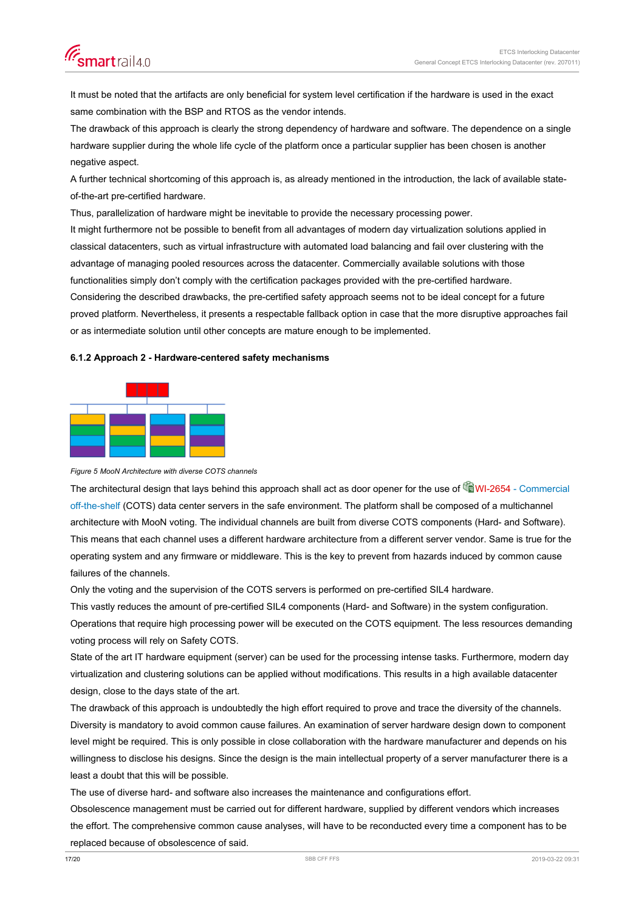It must be noted that the artifacts are only beneficial for system level certification if the hardware is used in the exact same combination with the BSP and RTOS as the vendor intends.

The drawback of this approach is clearly the strong dependency of hardware and software. The dependence on a single hardware supplier during the whole life cycle of the platform once a particular supplier has been chosen is another negative aspect.

A further technical shortcoming of this approach is, as already mentioned in the introduction, the lack of available state-of-the-art pre-certified hardware.

Thus, parallelization of hardware might be inevitable to provide the necessary processing power.

It might furthermore not be possible to benefit from all advantages of modern day virtualization solutions applied in classical datacenters, such as virtual infrastructure with automated load balancing and fail over clustering with the advantage of managing pooled resources across the datacenter. Commercially available solutions with those functionalities simply don't comply with the certification packages provided with the pre-certified hardware.

Considering the described drawbacks, the pre-certified safety approach seems not to be ideal concept for a future proved platform. Nevertheless, it presents a respectable fallback option in case that the more disruptive approaches fail or as intermediate solution until other concepts are mature enough to be implemented.

#### 6.1.2 Approach 2 - Hardware-centered safety mechanisms

*Figure 5 MooN Architecture with diverse COTS channels*

The architectural design that lays behind this approach shall act as door opener for the use of WI-2654 - Commercial off-the-shelf (COTS) data center servers in the safe environment. The platform shall be composed of a multichannel architecture with MooN voting. The individual channels are built from diverse COTS components (Hard- and Software). This means that each channel uses a different hardware architecture from a different server vendor. Same is true for the operating system and any firmware or middleware. This is the key to prevent from hazards induced by common cause failures of the channels.

Only the voting and the supervision of the COTS servers is performed on pre-certified SIL4 hardware.

This vastly reduces the amount of pre-certified SIL4 components (Hard- and Software) in the system configuration.

Operations that require high processing power will be executed on the COTS equipment. The less resources demanding voting process will rely on Safety COTS.

State of the art IT hardware equipment (server) can be used for the processing intense tasks. Furthermore, modern day virtualization and clustering solutions can be applied without modifications. This results in a high available datacenter design, close to the days state of the art.

The drawback of this approach is undoubtedly the high effort required to prove and trace the diversity of the channels. Diversity is mandatory to avoid common cause failures. An examination of server hardware design down to component level might be required. This is only possible in close collaboration with the hardware manufacturer and depends on his willingness to disclose his designs. Since the design is the main intellectual property of a server manufacturer there is a least a doubt that this will be possible.

The use of diverse hard- and software also increases the maintenance and configurations effort.

Obsolescence management must be carried out for different hardware, supplied by different vendors which increases the effort. The comprehensive common cause analyses, will have to be reconducted every time a component has to be replaced because of obsolescence of said.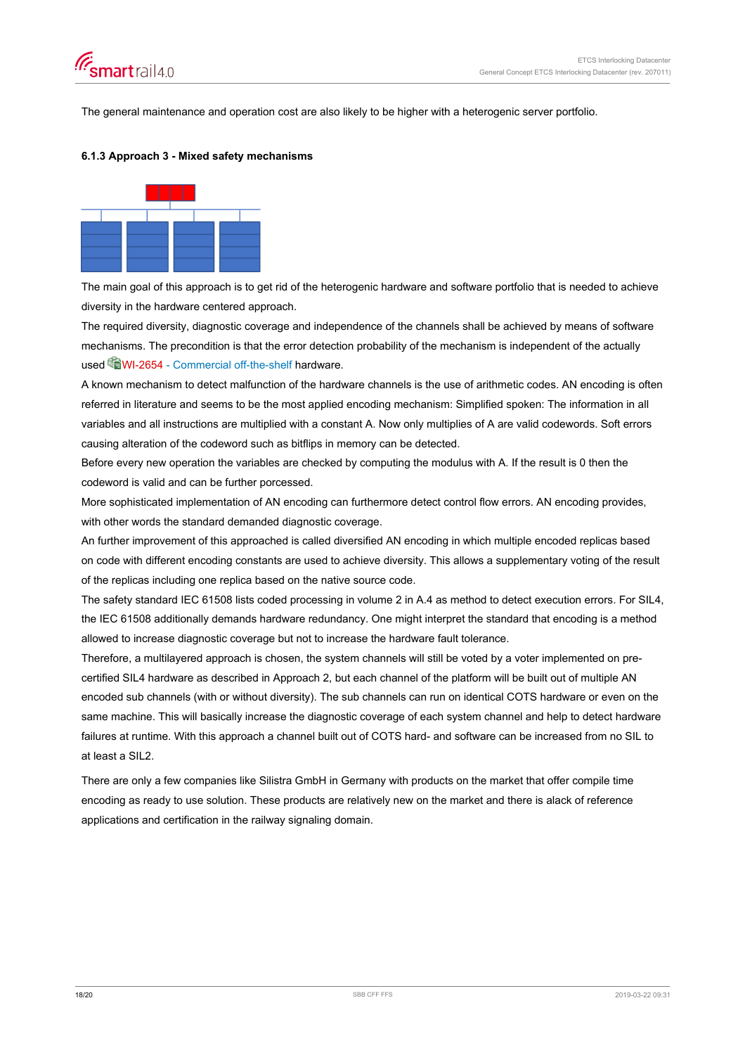The general maintenance and operation cost are also likely to be higher with a heterogenic server portfolio.

#### 6.1.3 Approach 3 - Mixed safety mechanisms

The main goal of this approach is to get rid of the heterogenic hardware and software portfolio that is needed to achieve diversity in the hardware centered approach.

The required diversity, diagnostic coverage and independence of the channels shall be achieved by means of software mechanisms. The precondition is that the error detection probability of the mechanism is independent of the actually used WI-2654 - Commercial off-the-shelf hardware.

A known mechanism to detect malfunction of the hardware channels is the use of arithmetic codes. AN encoding is often referred in literature and seems to be the most applied encoding mechanism: Simplified spoken: The information in all variables and all instructions are multiplied with a constant A. Now only multiplies of A are valid codewords. Soft errors causing alteration of the codeword such as bitflips in memory can be detected.

Before every new operation the variables are checked by computing the modulus with A. If the result is 0 then the codeword is valid and can be further processed.

More sophisticated implementation of AN encoding can furthermore detect control flow errors. AN encoding provides, with other words the standard demanded diagnostic coverage.

An further improvement of this approached is called diversified AN encoding in which multiple encoded replicas based on code with different encoding constants are used to achieve diversity. This allows a supplementary voting of the result of the replicas including one replica based on the native source code.

The safety standard IEC 61508 lists coded processing in volume 2 in A.4 as method to detect execution errors. For SIL4, the IEC 61508 additionally demands hardware redundancy. One might interpret the standard that encoding is a method allowed to increase diagnostic coverage but not to increase the hardware fault tolerance.

Therefore, a multilayered approach is chosen, the system channels will still be voted by a voter implemented on pre-certified SIL4 hardware as described in Approach 2, but each channel of the platform will be built out of multiple AN encoded sub channels (with or without diversity). The sub channels can run on identical COTS hardware or even on the same machine. This will basically increase the diagnostic coverage of each system channel and help to detect hardware failures at runtime. With this approach a channel built out of COTS hard- and software can be increased from no SIL to at least a SIL2.

There are only a few companies like Silistra GmbH in Germany with products on the market that offer compile time encoding as ready to use solution. These products are relatively new on the market and there is alack of reference applications and certification in the railway signaling domain.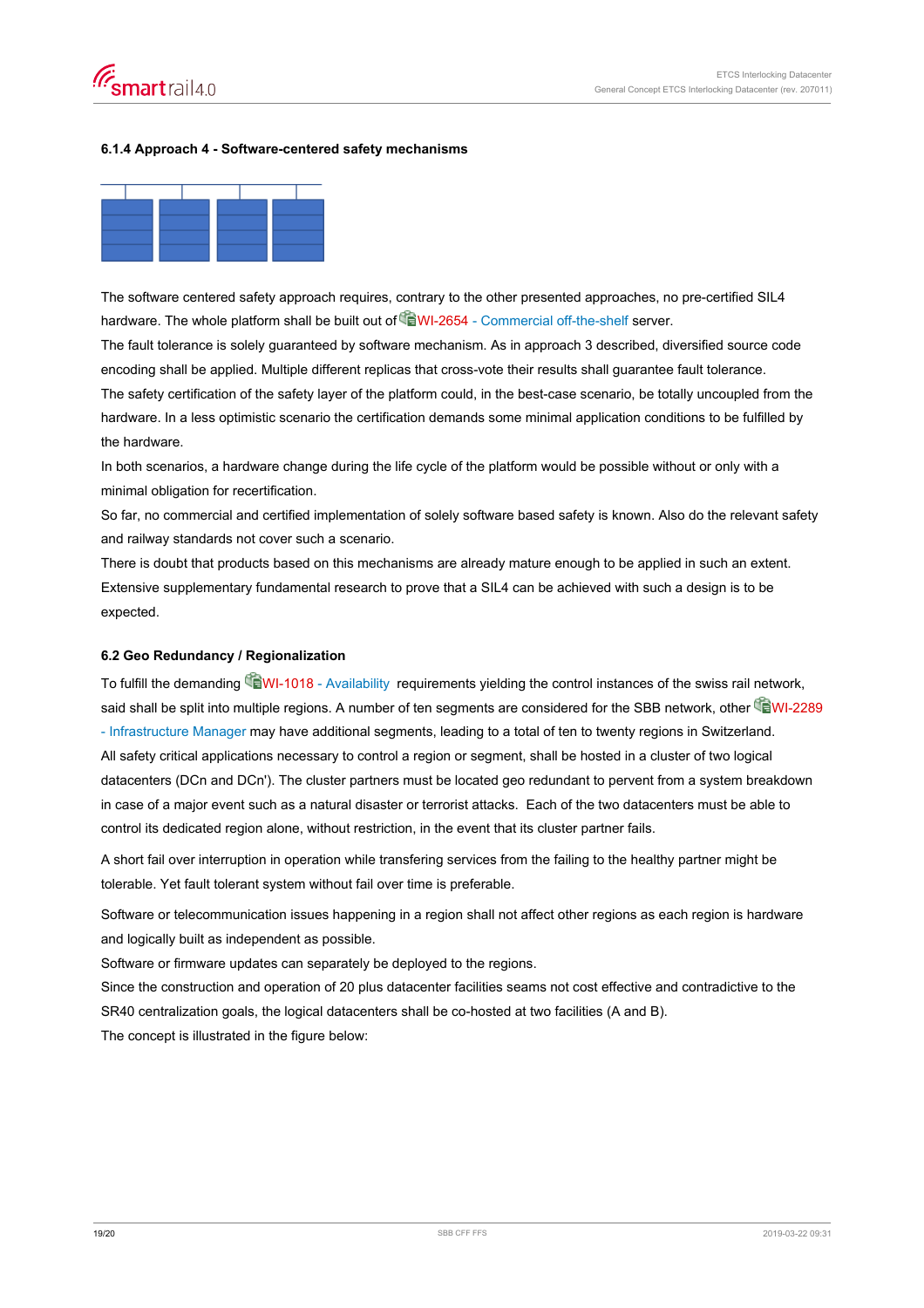### 6.1.4 Approach 4 - Software-centered safety mechanisms

The software centered safety approach requires, contrary to the other presented approaches, no pre-certified SIL4 hardware. The whole platform shall be built out of WI-2654 - Commercial off-the-shelf server.

The fault tolerance is solely guaranteed by software mechanism. As in approach 3 described, diversified source code encoding shall be applied. Multiple different replicas that cross-vote their results shall guarantee fault tolerance.

The safety certification of the safety layer of the platform could, in the best-case scenario, be totally uncoupled from the hardware. In a less optimistic scenario the certification demands some minimal application conditions to be fulfilled by the hardware.

In both scenarios, a hardware change during the life cycle of the platform would be possible without or only with a minimal obligation for recertification.

So far, no commercial and certified implementation of solely software based safety is known. Also do the relevant safety and railway standards not cover such a scenario.

There is doubt that products based on this mechanisms are already mature enough to be applied in such an extent. Extensive supplementary fundamental research to prove that a SIL4 can be achieved with such a design is to be expected.

## 6.2 Geo Redundancy / Regionalization

To fulfill the demanding WI-1018 - Availability requirements yielding the control instances of the swiss rail network, said shall be split into multiple regions. A number of ten segments are considered for the SBB network, other WI-2289 - Infrastructure Manager may have additional segments, leading to a total of ten to twenty regions in Switzerland.

All safety critical applications necessary to control a region or segment, shall be hosted in a cluster of two logical datacenters (DCn and DCn'). The cluster partners must be located geo redundant to pervent from a system breakdown in case of a major event such as a natural disaster or terrorist attacks. Each of the two datacenters must be able to control its dedicated region alone, without restriction, in the event that its cluster partner fails.

A short fail over interruption in operation while transfering services from the failing to the healthy partner might be tolerable. Yet fault tolerant system without fail over time is preferable.

Software or telecommunication issues happening in a region shall not affect other regions as each region is hardware and logically built as independent as possible.

Software or firmware updates can separately be deployed to the regions.

Since the construction and operation of 20 plus datacenter facilities seams not cost effective and contradictive to the SR40 centralization goals, the logical datacenters shall be co-hosted at two facilities (A and B).

The concept is illustrated in the figure below: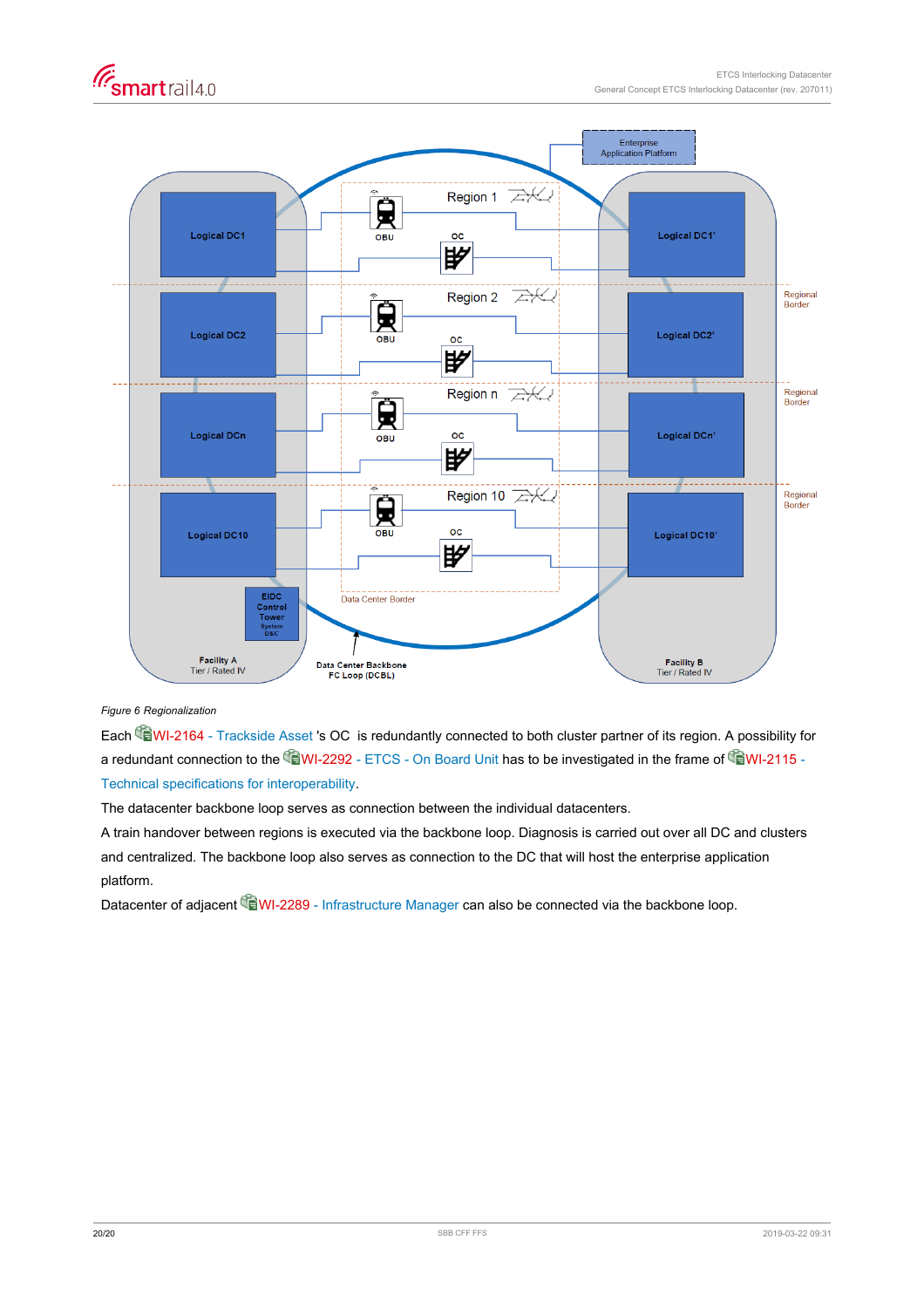Enterprise Application Platform

Logical DC1
Logical DC2
Logical DCn
Logical DC10
EIDC Control Tower System D&C
Facility A
Tier / Rated IV

Region 1
Region 2
Region n
Region 10
OBU
OC
Data Center Border
Data Center Backbone FC Loop (DCBL)

Logical DC1'
Logical DC2'
Logical DCn'
Logical DC10'
Facility B
Tier / Rated IV

Regional Border
Regional Border
Regional Border

*Figure 6 Regionalization*

Each WI-2164 - Trackside Asset 's OC is redundantly connected to both cluster partner of its region. A possibility for a redundant connection to the WI-2292 - ETCS - On Board Unit has to be investigated in the frame of WI-2115 - Technical specifications for interoperability.

The datacenter backbone loop serves as connection between the individual datacenters.

A train handover between regions is executed via the backbone loop. Diagnosis is carried out over all DC and clusters and centralized. The backbone loop also serves as connection to the DC that will host the enterprise application platform.

Datacenter of adjacent WI-2289 - Infrastructure Manager can also be connected via the backbone loop.